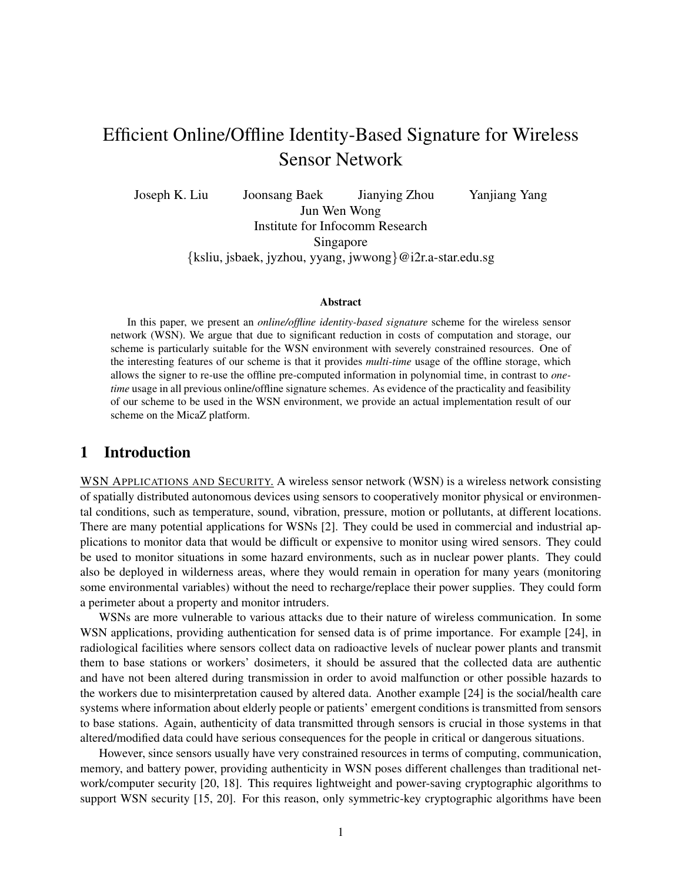# Efficient Online/Offline Identity-Based Signature for Wireless Sensor Network

Joseph K. Liu Joonsang Baek Jianying Zhou Yanjiang Yang
Jun Wen Wong
Institute for Infocomm Research
Singapore
{ksliu, jsbaek, jyzhou, yyang, jwwong}@i2r.a-star.edu.sg

### Abstract

In this paper, we present an *online/offline identity-based signature* scheme for the wireless sensor network (WSN). We argue that due to significant reduction in costs of computation and storage, our scheme is particularly suitable for the WSN environment with severely constrained resources. One of the interesting features of our scheme is that it provides *multi-time* usage of the offline storage, which allows the signer to re-use the offline pre-computed information in polynomial time, in contrast to *one-time* usage in all previous online/offline signature schemes. As evidence of the practicality and feasibility of our scheme to be used in the WSN environment, we provide an actual implementation result of our scheme on the MicaZ platform.

## 1 Introduction

WSN APPLICATIONS AND SECURITY. A wireless sensor network (WSN) is a wireless network consisting of spatially distributed autonomous devices using sensors to cooperatively monitor physical or environmental conditions, such as temperature, sound, vibration, pressure, motion or pollutants, at different locations. There are many potential applications for WSNs [2]. They could be used in commercial and industrial applications to monitor data that would be difficult or expensive to monitor using wired sensors. They could be used to monitor situations in some hazard environments, such as in nuclear power plants. They could also be deployed in wilderness areas, where they would remain in operation for many years (monitoring some environmental variables) without the need to recharge/replace their power supplies. They could form a perimeter about a property and monitor intruders.

WSNs are more vulnerable to various attacks due to their nature of wireless communication. In some WSN applications, providing authentication for sensed data is of prime importance. For example [24], in radiological facilities where sensors collect data on radioactive levels of nuclear power plants and transmit them to base stations or workers' dosimeters, it should be assured that the collected data are authentic and have not been altered during transmission in order to avoid malfunction or other possible hazards to the workers due to misinterpretation caused by altered data. Another example [24] is the social/health care systems where information about elderly people or patients' emergent conditions is transmitted from sensors to base stations. Again, authenticity of data transmitted through sensors is crucial in those systems in that altered/modified data could have serious consequences for the people in critical or dangerous situations.

However, since sensors usually have very constrained resources in terms of computing, communication, memory, and battery power, providing authenticity in WSN poses different challenges than traditional network/computer security [20, 18]. This requires lightweight and power-saving cryptographic algorithms to support WSN security [15, 20]. For this reason, only symmetric-key cryptographic algorithms have been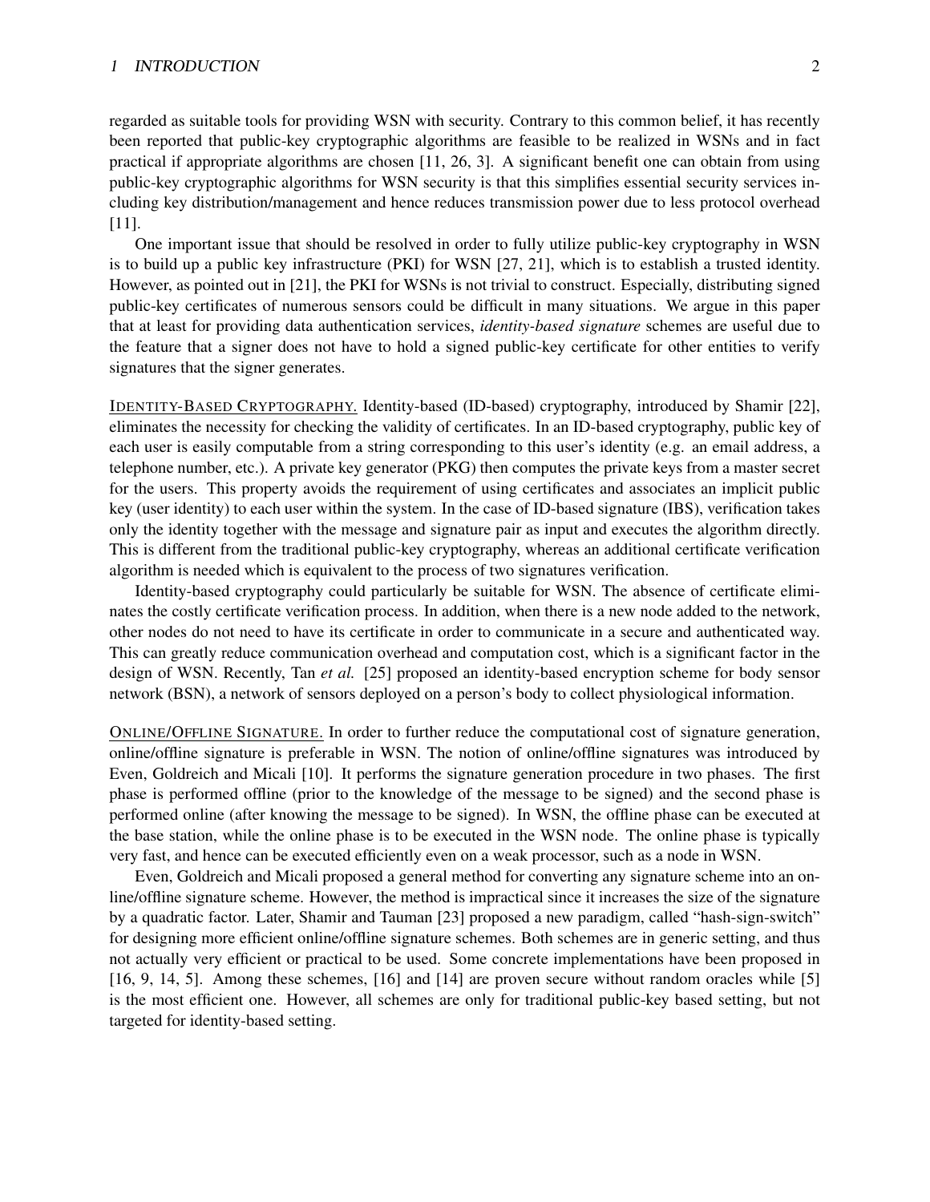regarded as suitable tools for providing WSN with security. Contrary to this common belief, it has recently been reported that public-key cryptographic algorithms are feasible to be realized in WSNs and in fact practical if appropriate algorithms are chosen [11, 26, 3]. A significant benefit one can obtain from using public-key cryptographic algorithms for WSN security is that this simplifies essential security services including key distribution/management and hence reduces transmission power due to less protocol overhead [11].

One important issue that should be resolved in order to fully utilize public-key cryptography in WSN is to build up a public key infrastructure (PKI) for WSN [27, 21], which is to establish a trusted identity. However, as pointed out in [21], the PKI for WSNs is not trivial to construct. Especially, distributing signed public-key certificates of numerous sensors could be difficult in many situations. We argue in this paper that at least for providing data authentication services, *identity-based signature* schemes are useful due to the feature that a signer does not have to hold a signed public-key certificate for other entities to verify signatures that the signer generates.

IDENTITY-BASED CRYPTOGRAPHY. Identity-based (ID-based) cryptography, introduced by Shamir [22], eliminates the necessity for checking the validity of certificates. In an ID-based cryptography, public key of each user is easily computable from a string corresponding to this user's identity (e.g. an email address, a telephone number, etc.). A private key generator (PKG) then computes the private keys from a master secret for the users. This property avoids the requirement of using certificates and associates an implicit public key (user identity) to each user within the system. In the case of ID-based signature (IBS), verification takes only the identity together with the message and signature pair as input and executes the algorithm directly. This is different from the traditional public-key cryptography, whereas an additional certificate verification algorithm is needed which is equivalent to the process of two signatures verification.

Identity-based cryptography could particularly be suitable for WSN. The absence of certificate eliminates the costly certificate verification process. In addition, when there is a new node added to the network, other nodes do not need to have its certificate in order to communicate in a secure and authenticated way. This can greatly reduce communication overhead and computation cost, which is a significant factor in the design of WSN. Recently, Tan *et al.* [25] proposed an identity-based encryption scheme for body sensor network (BSN), a network of sensors deployed on a person's body to collect physiological information.

ONLINE/OFFLINE SIGNATURE. In order to further reduce the computational cost of signature generation, online/offline signature is preferable in WSN. The notion of online/offline signatures was introduced by Even, Goldreich and Micali [10]. It performs the signature generation procedure in two phases. The first phase is performed offline (prior to the knowledge of the message to be signed) and the second phase is performed online (after knowing the message to be signed). In WSN, the offline phase can be executed at the base station, while the online phase is to be executed in the WSN node. The online phase is typically very fast, and hence can be executed efficiently even on a weak processor, such as a node in WSN.

Even, Goldreich and Micali proposed a general method for converting any signature scheme into an online/offline signature scheme. However, the method is impractical since it increases the size of the signature by a quadratic factor. Later, Shamir and Tauman [23] proposed a new paradigm, called "hash-sign-switch" for designing more efficient online/offline signature schemes. Both schemes are in generic setting, and thus not actually very efficient or practical to be used. Some concrete implementations have been proposed in [16, 9, 14, 5]. Among these schemes, [16] and [14] are proven secure without random oracles while [5] is the most efficient one. However, all schemes are only for traditional public-key based setting, but not targeted for identity-based setting.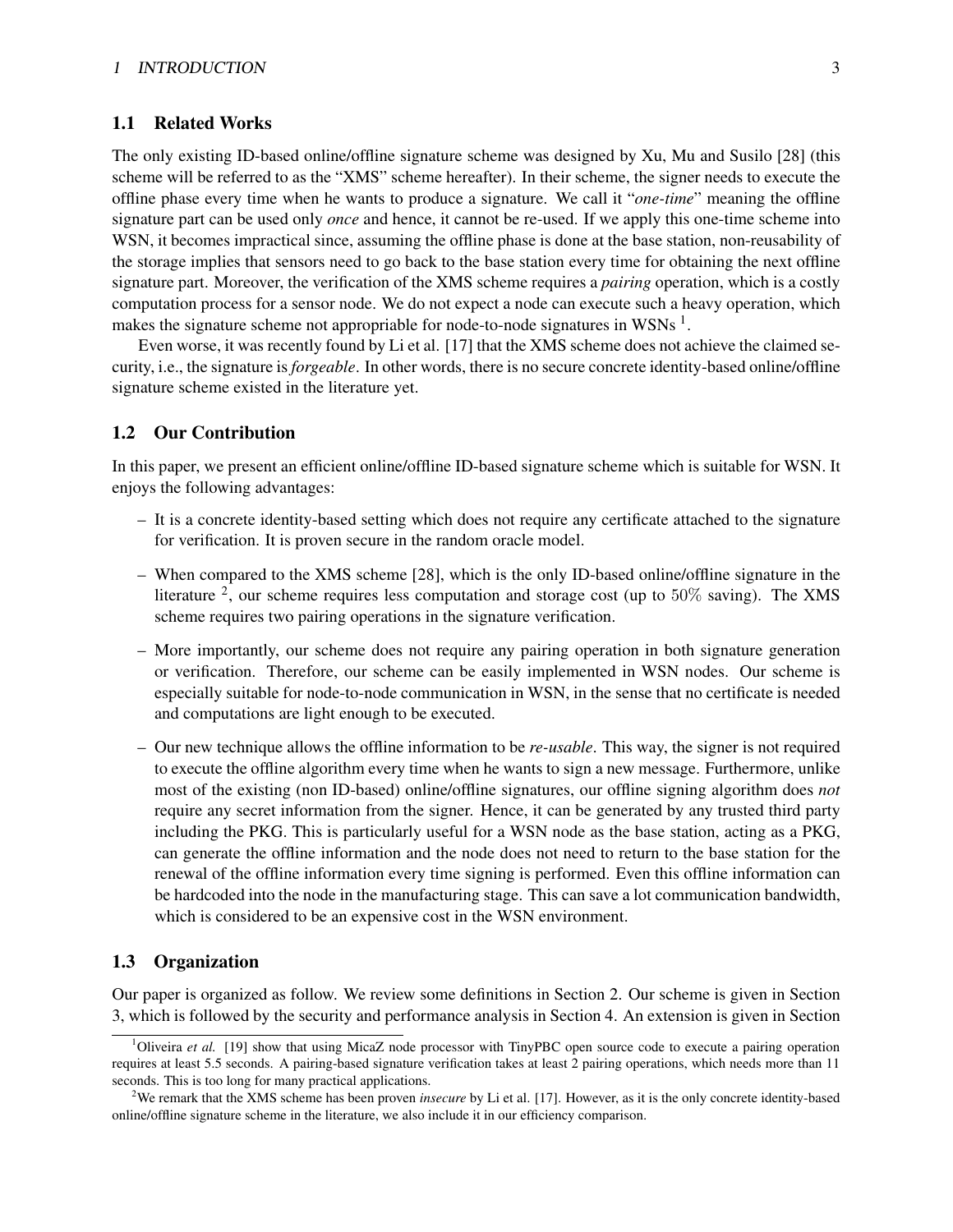## 1.1 Related Works

The only existing ID-based online/offline signature scheme was designed by Xu, Mu and Susilo [28] (this scheme will be referred to as the "XMS" scheme hereafter). In their scheme, the signer needs to execute the offline phase every time when he wants to produce a signature. We call it "*one-time*" meaning the offline signature part can be used only *once* and hence, it cannot be re-used. If we apply this one-time scheme into WSN, it becomes impractical since, assuming the offline phase is done at the base station, non-reusability of the storage implies that sensors need to go back to the base station every time for obtaining the next offline signature part. Moreover, the verification of the XMS scheme requires a *pairing* operation, which is a costly computation process for a sensor node. We do not expect a node can execute such a heavy operation, which makes the signature scheme not appropriable for node-to-node signatures in WSNs [1].

Even worse, it was recently found by Li et al. [17] that the XMS scheme does not achieve the claimed security, i.e., the signature is *forgeable*. In other words, there is no secure concrete identity-based online/offline signature scheme existed in the literature yet.

## 1.2 Our Contribution

In this paper, we present an efficient online/offline ID-based signature scheme which is suitable for WSN. It enjoys the following advantages:

- It is a concrete identity-based setting which does not require any certificate attached to the signature for verification. It is proven secure in the random oracle model.
- When compared to the XMS scheme [28], which is the only ID-based online/offline signature in the literature [2], our scheme requires less computation and storage cost (up to $50\%$ saving). The XMS scheme requires two pairing operations in the signature verification.
- More importantly, our scheme does not require any pairing operation in both signature generation or verification. Therefore, our scheme can be easily implemented in WSN nodes. Our scheme is especially suitable for node-to-node communication in WSN, in the sense that no certificate is needed and computations are light enough to be executed.
- Our new technique allows the offline information to be *re-usable*. This way, the signer is not required to execute the offline algorithm every time when he wants to sign a new message. Furthermore, unlike most of the existing (non ID-based) online/offline signatures, our offline signing algorithm does *not* require any secret information from the signer. Hence, it can be generated by any trusted third party including the PKG. This is particularly useful for a WSN node as the base station, acting as a PKG, can generate the offline information and the node does not need to return to the base station for the renewal of the offline information every time signing is performed. Even this offline information can be hardcoded into the node in the manufacturing stage. This can save a lot communication bandwidth, which is considered to be an expensive cost in the WSN environment.

## 1.3 Organization

Our paper is organized as follow. We review some definitions in Section 2. Our scheme is given in Section 3, which is followed by the security and performance analysis in Section 4. An extension is given in Section

---

[1] Oliveira *et al.* [19] show that using MicaZ node processor with TinyPBC open source code to execute a pairing operation requires at least 5.5 seconds. A pairing-based signature verification takes at least 2 pairing operations, which needs more than 11 seconds. This is too long for many practical applications.

[2] We remark that the XMS scheme has been proven *insecure* by Li et al. [17]. However, as it is the only concrete identity-based online/offline signature scheme in the literature, we also include it in our efficiency comparison.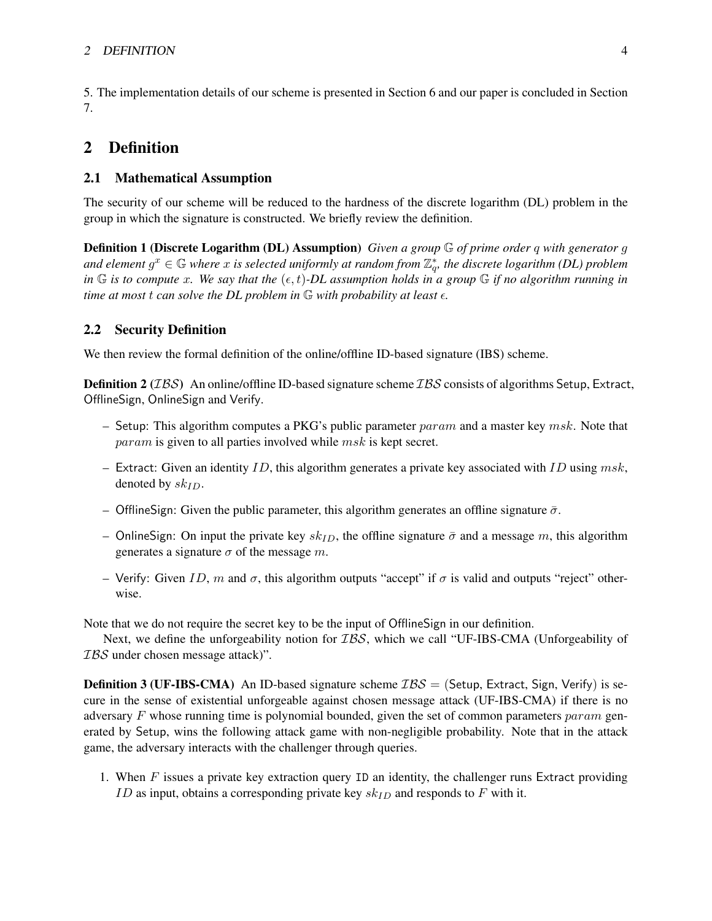5. The implementation details of our scheme is presented in Section 6 and our paper is concluded in Section 7.

## 2 Definition

### 2.1 Mathematical Assumption

The security of our scheme will be reduced to the hardness of the discrete logarithm (DL) problem in the group in which the signature is constructed. We briefly review the definition.

**Definition 1 (Discrete Logarithm (DL) Assumption)** *Given a group $\mathbb{G}$ of prime order $q$ with generator $g$ and element $g^x \in \mathbb{G}$ where $x$ is selected uniformly at random from $\mathbb{Z}_q^*$, the discrete logarithm (DL) problem in $\mathbb{G}$ is to compute $x$. We say that the $(\epsilon, t)$-DL assumption holds in a group $\mathbb{G}$ if no algorithm running in time at most $t$ can solve the DL problem in $\mathbb{G}$ with probability at least $\epsilon$.*

### 2.2 Security Definition

We then review the formal definition of the online/offline ID-based signature (IBS) scheme.

**Definition 2 ($\mathcal{IBS}$)** An online/offline ID-based signature scheme $\mathcal{IBS}$ consists of algorithms Setup, Extract, OfflineSign, OnlineSign and Verify.

- Setup: This algorithm computes a PKG's public parameter $param$ and a master key $msk$. Note that $param$ is given to all parties involved while $msk$ is kept secret.
- Extract: Given an identity $ID$, this algorithm generates a private key associated with $ID$ using $msk$, denoted by $sk_{ID}$.
- OfflineSign: Given the public parameter, this algorithm generates an offline signature $\bar{\sigma}$.
- OnlineSign: On input the private key $sk_{ID}$, the offline signature $\bar{\sigma}$ and a message $m$, this algorithm generates a signature $\sigma$ of the message $m$.
- Verify: Given $ID$, $m$ and $\sigma$, this algorithm outputs "accept" if $\sigma$ is valid and outputs "reject" otherwise.

Note that we do not require the secret key to be the input of OfflineSign in our definition.

Next, we define the unforgeability notion for $\mathcal{IBS}$, which we call "UF-IBS-CMA (Unforgeability of $\mathcal{IBS}$ under chosen message attack)".

**Definition 3 (UF-IBS-CMA)** An ID-based signature scheme $\mathcal{IBS} = $ (Setup, Extract, Sign, Verify) is secure in the sense of existential unforgeable against chosen message attack (UF-IBS-CMA) if there is no adversary $F$ whose running time is polynomial bounded, given the set of common parameters $param$ generated by Setup, wins the following attack game with non-negligible probability. Note that in the attack game, the adversary interacts with the challenger through queries.

1. When $F$ issues a private key extraction query ID an identity, the challenger runs Extract providing $ID$ as input, obtains a corresponding private key $sk_{ID}$ and responds to $F$ with it.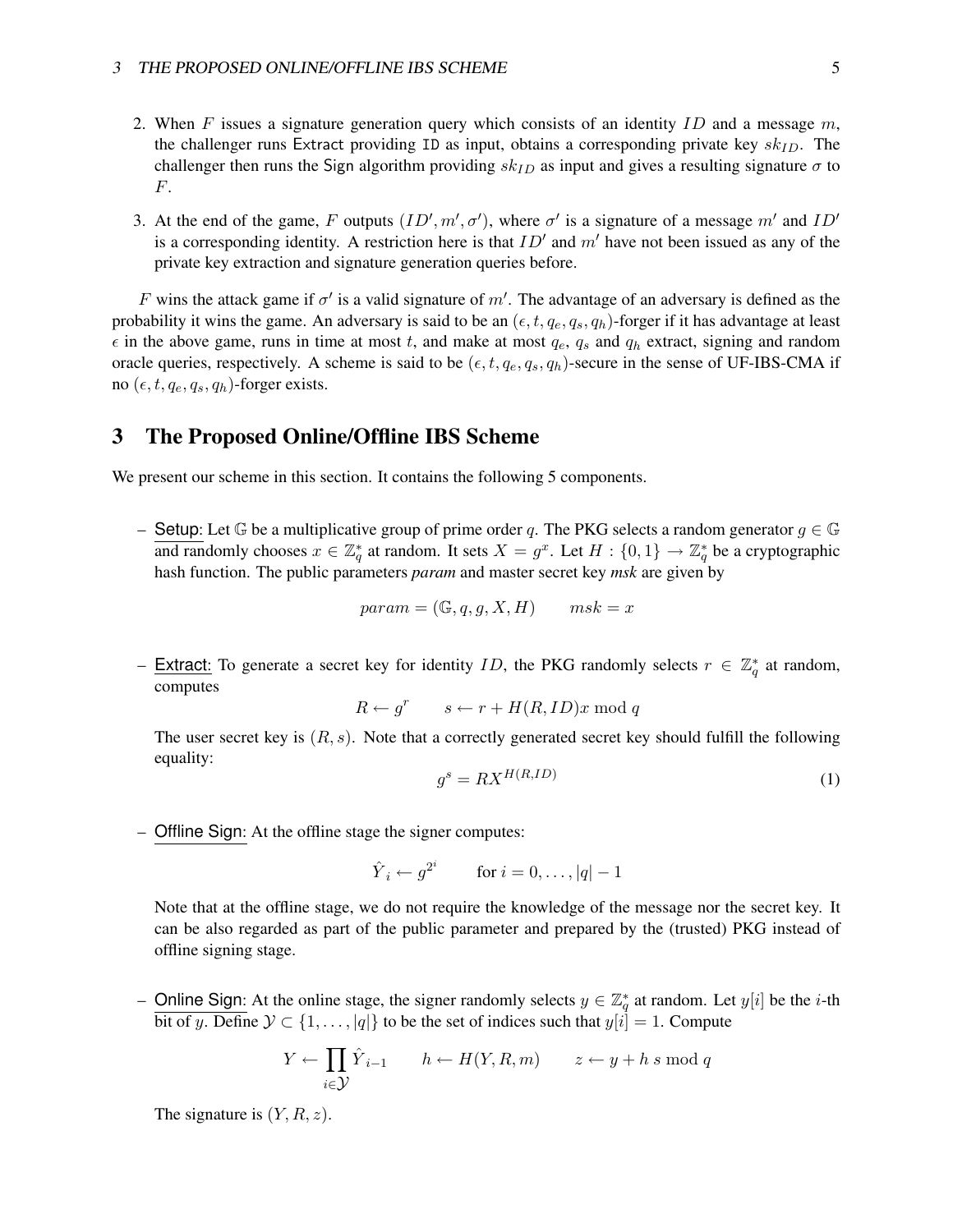2. When $F$ issues a signature generation query which consists of an identity $ID$ and a message $m$, the challenger runs Extract providing ID as input, obtains a corresponding private key $sk_{ID}$. The challenger then runs the Sign algorithm providing $sk_{ID}$ as input and gives a resulting signature $\sigma$ to $F$.

3. At the end of the game, $F$ outputs $(ID', m', \sigma')$, where $\sigma'$ is a signature of a message $m'$ and $ID'$ is a corresponding identity. A restriction here is that $ID'$ and $m'$ have not been issued as any of the private key extraction and signature generation queries before.

$F$ wins the attack game if $\sigma'$ is a valid signature of $m'$. The advantage of an adversary is defined as the probability it wins the game. An adversary is said to be an $(\epsilon, t, q_e, q_s, q_h)$-forger if it has advantage at least $\epsilon$ in the above game, runs in time at most $t$, and make at most $q_e$, $q_s$ and $q_h$ extract, signing and random oracle queries, respectively. A scheme is said to be $(\epsilon, t, q_e, q_s, q_h)$-secure in the sense of UF-IBS-CMA if no $(\epsilon, t, q_e, q_s, q_h)$-forger exists.

# 3 The Proposed Online/Offline IBS Scheme

We present our scheme in this section. It contains the following 5 components.

– Setup: Let $\mathbb{G}$ be a multiplicative group of prime order $q$. The PKG selects a random generator $g \in \mathbb{G}$ and randomly chooses $x \in \mathbb{Z}_q^*$ at random. It sets $X = g^x$. Let $H : \{0, 1\} \to \mathbb{Z}_q^*$ be a cryptographic hash function. The public parameters *param* and master secret key *msk* are given by

$$param = (\mathbb{G}, q, g, X, H) \qquad msk = x$$

– Extract: To generate a secret key for identity $ID$, the PKG randomly selects $r \in \mathbb{Z}_q^*$ at random, computes

$$R \leftarrow g^r \qquad s \leftarrow r + H(R, ID)x \bmod q$$

The user secret key is $(R, s)$. Note that a correctly generated secret key should fulfill the following equality:

$$g^s = RX^{H(R,ID)} \tag{1}$$

– Offline Sign: At the offline stage the signer computes:

$$\hat{Y}_i \leftarrow g^{2^i} \qquad \text{for } i = 0, \ldots, |q| - 1$$

Note that at the offline stage, we do not require the knowledge of the message nor the secret key. It can be also regarded as part of the public parameter and prepared by the (trusted) PKG instead of offline signing stage.

– Online Sign: At the online stage, the signer randomly selects $y \in \mathbb{Z}_q^*$ at random. Let $y[i]$ be the $i$-th bit of $y$. Define $\mathcal{Y} \subset \{1, \ldots, |q|\}$ to be the set of indices such that $y[i] = 1$. Compute

$$Y \leftarrow \prod_{i \in \mathcal{Y}} \hat{Y}_{i-1} \qquad h \leftarrow H(Y, R, m) \qquad z \leftarrow y + h\, s \bmod q$$

The signature is $(Y, R, z)$.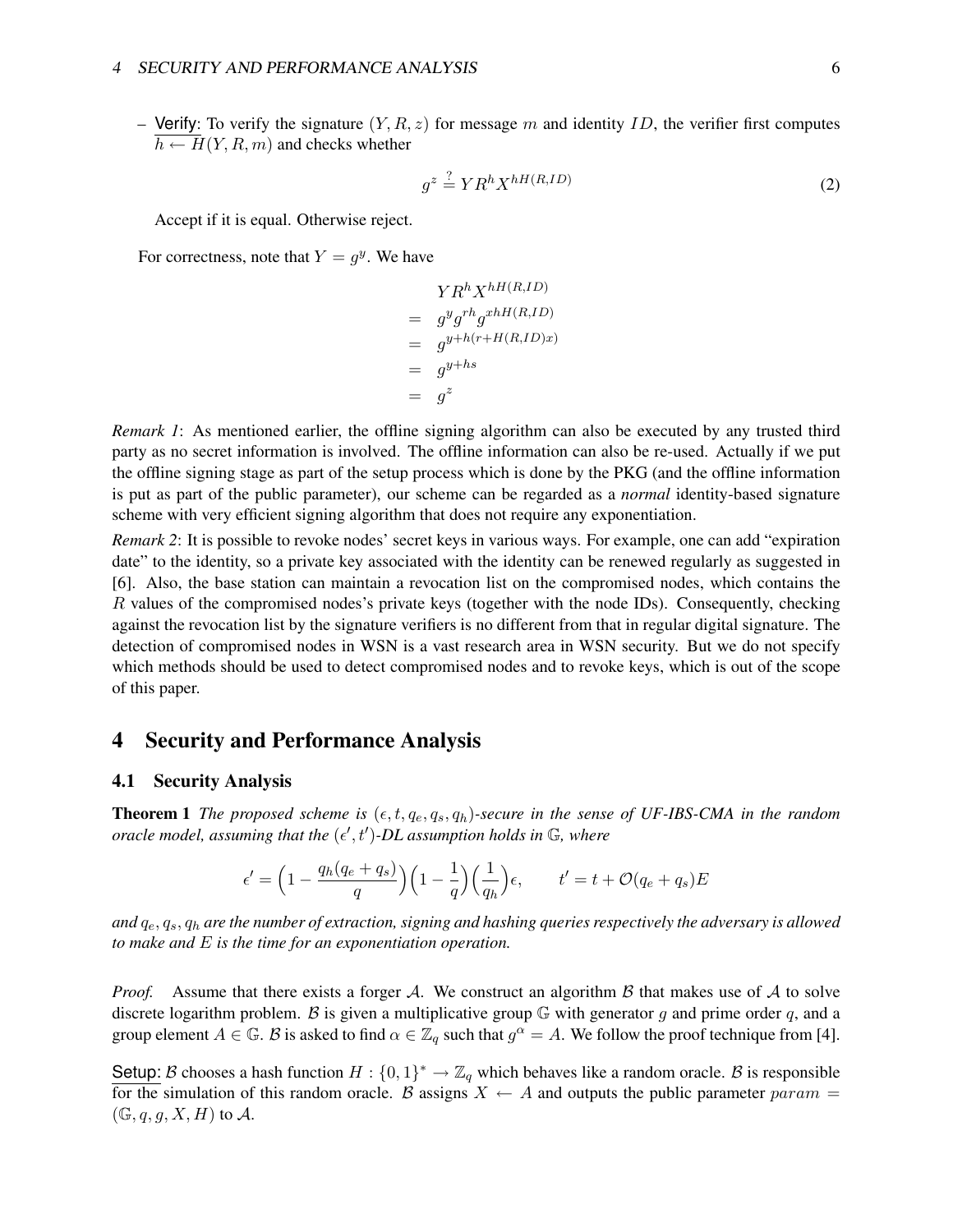- Verify: To verify the signature $(Y, R, z)$ for message $m$ and identity $ID$, the verifier first computes $h \leftarrow H(Y, R, m)$ and checks whether

$$g^z \stackrel{?}{=} Y R^h X^{hH(R,ID)} \tag{2}$$

  Accept if it is equal. Otherwise reject.

For correctness, note that $Y = g^y$. We have

$$\begin{aligned}
& Y R^h X^{hH(R,ID)} \\
= \; & g^y g^{rh} g^{xhH(R,ID)} \\
= \; & g^{y+h(r+H(R,ID)x)} \\
= \; & g^{y+hs} \\
= \; & g^z
\end{aligned}$$

*Remark 1*: As mentioned earlier, the offline signing algorithm can also be executed by any trusted third party as no secret information is involved. The offline information can also be re-used. Actually if we put the offline signing stage as part of the setup process which is done by the PKG (and the offline information is put as part of the public parameter), our scheme can be regarded as a *normal* identity-based signature scheme with very efficient signing algorithm that does not require any exponentiation.

*Remark 2*: It is possible to revoke nodes' secret keys in various ways. For example, one can add "expiration date" to the identity, so a private key associated with the identity can be renewed regularly as suggested in [6]. Also, the base station can maintain a revocation list on the compromised nodes, which contains the $R$ values of the compromised nodes's private keys (together with the node IDs). Consequently, checking against the revocation list by the signature verifiers is no different from that in regular digital signature. The detection of compromised nodes in WSN is a vast research area in WSN security. But we do not specify which methods should be used to detect compromised nodes and to revoke keys, which is out of the scope of this paper.

# 4 Security and Performance Analysis

## 4.1 Security Analysis

**Theorem 1** *The proposed scheme is $(\epsilon, t, q_e, q_s, q_h)$-secure in the sense of UF-IBS-CMA in the random oracle model, assuming that the $(\epsilon', t')$-DL assumption holds in $\mathbb{G}$, where*

$$\epsilon' = \Big(1 - \frac{q_h(q_e + q_s)}{q}\Big)\Big(1 - \frac{1}{q}\Big)\Big(\frac{1}{q_h}\Big)\epsilon, \qquad t' = t + \mathcal{O}(q_e + q_s)E$$

*and $q_e, q_s, q_h$ are the number of extraction, signing and hashing queries respectively the adversary is allowed to make and $E$ is the time for an exponentiation operation.*

*Proof.* Assume that there exists a forger $\mathcal{A}$. We construct an algorithm $\mathcal{B}$ that makes use of $\mathcal{A}$ to solve discrete logarithm problem. $\mathcal{B}$ is given a multiplicative group $\mathbb{G}$ with generator $g$ and prime order $q$, and a group element $A \in \mathbb{G}$. $\mathcal{B}$ is asked to find $\alpha \in \mathbb{Z}_q$ such that $g^\alpha = A$. We follow the proof technique from [4].

Setup: $\mathcal{B}$ chooses a hash function $H : \{0,1\}^* \rightarrow \mathbb{Z}_q$ which behaves like a random oracle. $\mathcal{B}$ is responsible for the simulation of this random oracle. $\mathcal{B}$ assigns $X \leftarrow A$ and outputs the public parameter $param = (\mathbb{G}, q, g, X, H)$ to $\mathcal{A}$.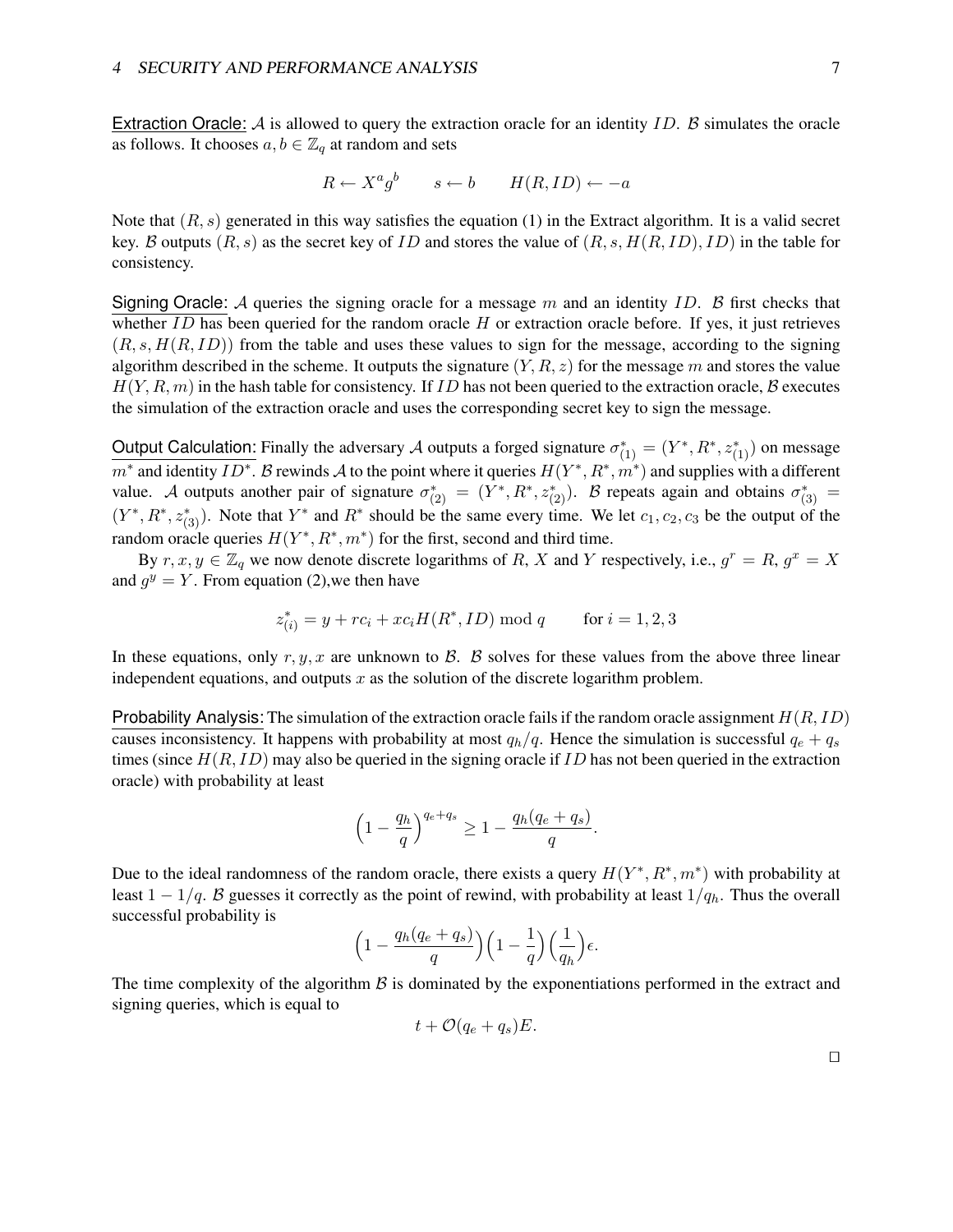<u>Extraction Oracle:</u> $\mathcal{A}$ is allowed to query the extraction oracle for an identity $ID$. $\mathcal{B}$ simulates the oracle as follows. It chooses $a, b \in \mathbb{Z}_q$ at random and sets

$$R \leftarrow X^a g^b \qquad s \leftarrow b \qquad H(R, ID) \leftarrow -a$$

Note that $(R, s)$ generated in this way satisfies the equation (1) in the Extract algorithm. It is a valid secret key. $\mathcal{B}$ outputs $(R, s)$ as the secret key of $ID$ and stores the value of $(R, s, H(R, ID), ID)$ in the table for consistency.

<u>Signing Oracle:</u> $\mathcal{A}$ queries the signing oracle for a message $m$ and an identity $ID$. $\mathcal{B}$ first checks that whether $ID$ has been queried for the random oracle $H$ or extraction oracle before. If yes, it just retrieves $(R, s, H(R, ID))$ from the table and uses these values to sign for the message, according to the signing algorithm described in the scheme. It outputs the signature $(Y, R, z)$ for the message $m$ and stores the value $H(Y, R, m)$ in the hash table for consistency. If $ID$ has not been queried to the extraction oracle, $\mathcal{B}$ executes the simulation of the extraction oracle and uses the corresponding secret key to sign the message.

<u>Output Calculation:</u> Finally the adversary $\mathcal{A}$ outputs a forged signature $\sigma^*_{(1)} = (Y^*, R^*, z^*_{(1)})$ on message $m^*$ and identity $ID^*$. $\mathcal{B}$ rewinds $\mathcal{A}$ to the point where it queries $H(Y^*, R^*, m^*)$ and supplies with a different value. $\mathcal{A}$ outputs another pair of signature $\sigma^*_{(2)} = (Y^*, R^*, z^*_{(2)})$. $\mathcal{B}$ repeats again and obtains $\sigma^*_{(3)} = (Y^*, R^*, z^*_{(3)})$. Note that $Y^*$ and $R^*$ should be the same every time. We let $c_1, c_2, c_3$ be the output of the random oracle queries $H(Y^*, R^*, m^*)$ for the first, second and third time.

By $r, x, y \in \mathbb{Z}_q$ we now denote discrete logarithms of $R$, $X$ and $Y$ respectively, i.e., $g^r = R$, $g^x = X$ and $g^y = Y$. From equation (2),we then have

$$z^*_{(i)} = y + rc_i + xc_i H(R^*, ID) \bmod q \qquad \text{for } i = 1, 2, 3$$

In these equations, only $r, y, x$ are unknown to $\mathcal{B}$. $\mathcal{B}$ solves for these values from the above three linear independent equations, and outputs $x$ as the solution of the discrete logarithm problem.

<u>Probability Analysis:</u> The simulation of the extraction oracle fails if the random oracle assignment $H(R, ID)$ causes inconsistency. It happens with probability at most $q_h/q$. Hence the simulation is successful $q_e + q_s$ times (since $H(R, ID)$ may also be queried in the signing oracle if $ID$ has not been queried in the extraction oracle) with probability at least

$$\Big(1 - \frac{q_h}{q}\Big)^{q_e + q_s} \geq 1 - \frac{q_h(q_e + q_s)}{q}.$$

Due to the ideal randomness of the random oracle, there exists a query $H(Y^*, R^*, m^*)$ with probability at least $1 - 1/q$. $\mathcal{B}$ guesses it correctly as the point of rewind, with probability at least $1/q_h$. Thus the overall successful probability is

$$\Big(1 - \frac{q_h(q_e + q_s)}{q}\Big)\Big(1 - \frac{1}{q}\Big)\Big(\frac{1}{q_h}\Big)\epsilon.$$

The time complexity of the algorithm $\mathcal{B}$ is dominated by the exponentiations performed in the extract and signing queries, which is equal to

$$t + \mathcal{O}(q_e + q_s)E.$$

□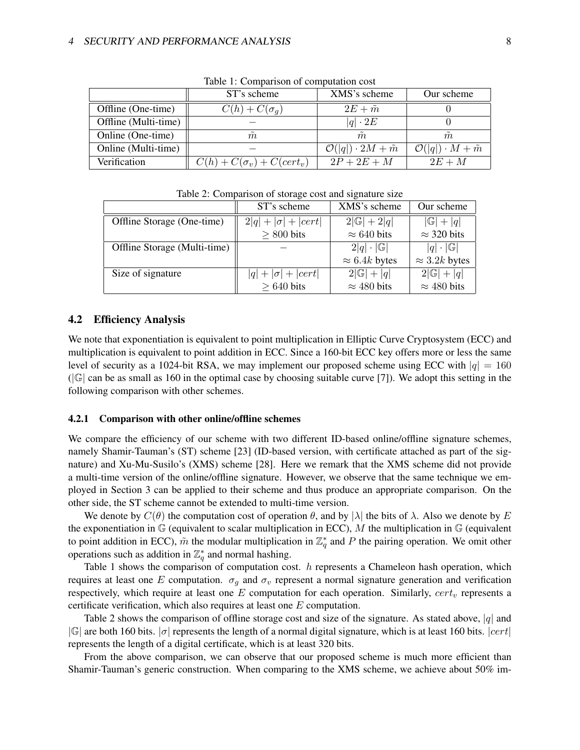Table 1: Comparison of computation cost

| | ST's scheme | XMS's scheme | Our scheme |
|---|---|---|---|
| Offline (One-time) | $C(h) + C(\sigma_g)$ | $2E + \tilde{m}$ | $0$ |
| Offline (Multi-time) | $-$ | $\lvert q\rvert \cdot 2E$ | $0$ |
| Online (One-time) | $\tilde{m}$ | $\tilde{m}$ | $\tilde{m}$ |
| Online (Multi-time) | $-$ | $\mathcal{O}(\lvert q\rvert) \cdot 2M + \tilde{m}$ | $\mathcal{O}(\lvert q\rvert) \cdot M + \tilde{m}$ |
| Verification | $C(h) + C(\sigma_v) + C(cert_v)$ | $2P + 2E + M$ | $2E + M$ |

Table 2: Comparison of storage cost and signature size

| | ST's scheme | XMS's scheme | Our scheme |
|---|---|---|---|
| Offline Storage (One-time) | $2\lvert q\rvert + \lvert\sigma\rvert + \lvert cert\rvert$ <br> $\geq 800$ bits | $2\lvert\mathbb{G}\rvert + 2\lvert q\rvert$ <br> $\approx 640$ bits | $\lvert\mathbb{G}\rvert + \lvert q\rvert$ <br> $\approx 320$ bits |
| Offline Storage (Multi-time) | $-$ | $2\lvert q\rvert \cdot \lvert\mathbb{G}\rvert$ <br> $\approx 6.4k$ bytes | $\lvert q\rvert \cdot \lvert\mathbb{G}\rvert$ <br> $\approx 3.2k$ bytes |
| Size of signature | $\lvert q\rvert + \lvert\sigma\rvert + \lvert cert\rvert$ <br> $\geq 640$ bits | $2\lvert\mathbb{G}\rvert + \lvert q\rvert$ <br> $\approx 480$ bits | $2\lvert\mathbb{G}\rvert + \lvert q\rvert$ <br> $\approx 480$ bits |

## 4.2 Efficiency Analysis

We note that exponentiation is equivalent to point multiplication in Elliptic Curve Cryptosystem (ECC) and multiplication is equivalent to point addition in ECC. Since a 160-bit ECC key offers more or less the same level of security as a 1024-bit RSA, we may implement our proposed scheme using ECC with $|q| = 160$ ($|\mathbb{G}|$ can be as small as 160 in the optimal case by choosing suitable curve [7]). We adopt this setting in the following comparison with other schemes.

### 4.2.1 Comparison with other online/offline schemes

We compare the efficiency of our scheme with two different ID-based online/offline signature schemes, namely Shamir-Tauman's (ST) scheme [23] (ID-based version, with certificate attached as part of the signature) and Xu-Mu-Susilo's (XMS) scheme [28]. Here we remark that the XMS scheme did not provide a multi-time version of the online/offline signature. However, we observe that the same technique we employed in Section 3 can be applied to their scheme and thus produce an appropriate comparison. On the other side, the ST scheme cannot be extended to multi-time version.

We denote by $C(\theta)$ the computation cost of operation $\theta$, and by $|\lambda|$ the bits of $\lambda$. Also we denote by $E$ the exponentiation in $\mathbb{G}$ (equivalent to scalar multiplication in ECC), $M$ the multiplication in $\mathbb{G}$ (equivalent to point addition in ECC), $\tilde{m}$ the modular multiplication in $\mathbb{Z}_q^*$ and $P$ the pairing operation. We omit other operations such as addition in $\mathbb{Z}_q^*$ and normal hashing.

Table 1 shows the comparison of computation cost. $h$ represents a Chameleon hash operation, which requires at least one $E$ computation. $\sigma_g$ and $\sigma_v$ represent a normal signature generation and verification respectively, which require at least one $E$ computation for each operation. Similarly, $cert_v$ represents a certificate verification, which also requires at least one $E$ computation.

Table 2 shows the comparison of offline storage cost and size of the signature. As stated above, $|q|$ and $|\mathbb{G}|$ are both 160 bits. $|\sigma|$ represents the length of a normal digital signature, which is at least 160 bits. $|cert|$ represents the length of a digital certificate, which is at least 320 bits.

From the above comparison, we can observe that our proposed scheme is much more efficient than Shamir-Tauman's generic construction. When comparing to the XMS scheme, we achieve about 50% im-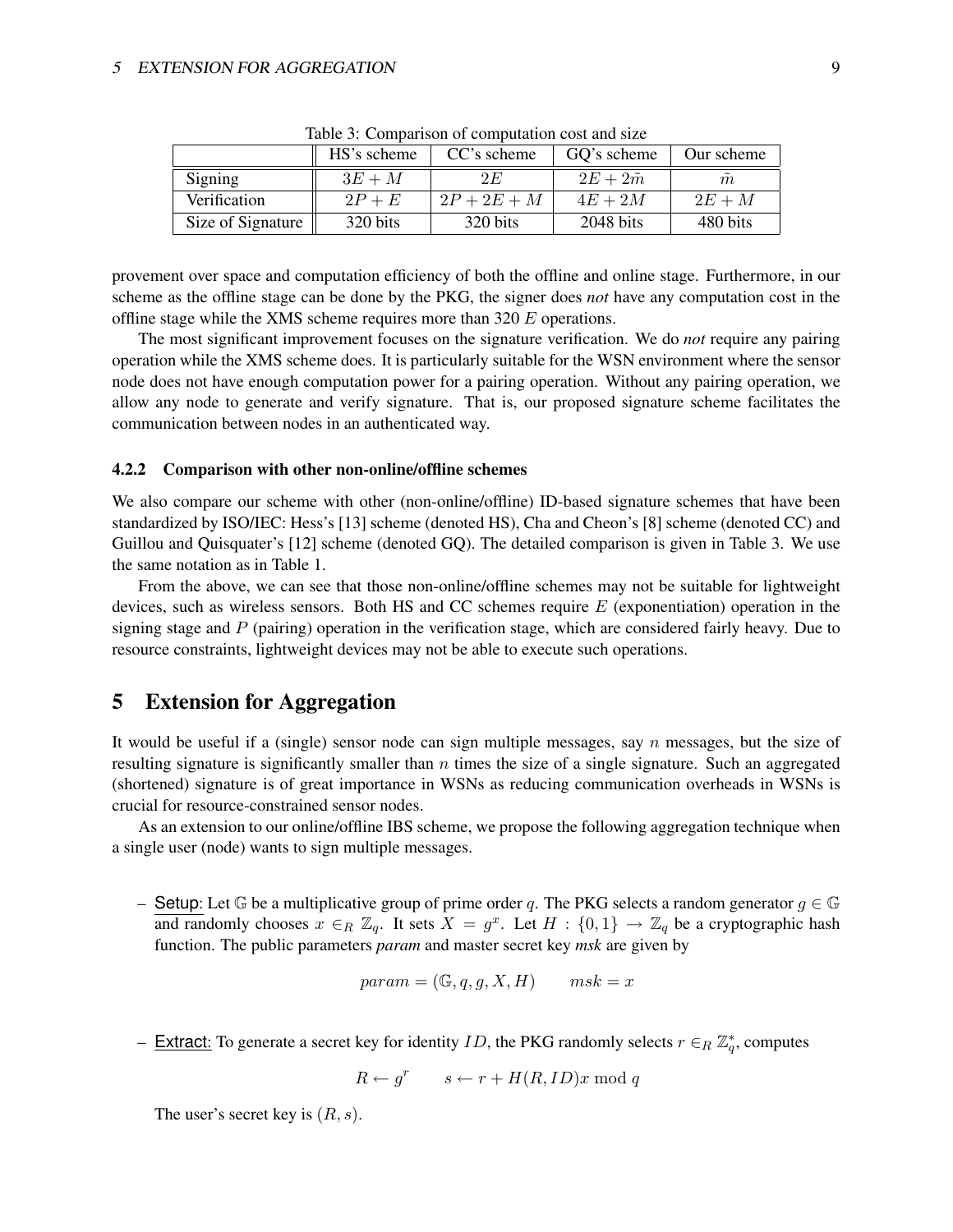Table 3: Comparison of computation cost and size

| | HS's scheme | CC's scheme | GQ's scheme | Our scheme |
|---|---|---|---|---|
| Signing | $3E + M$ | $2E$ | $2E + 2\tilde{m}$ | $\tilde{m}$ |
| Verification | $2P + E$ | $2P + 2E + M$ | $4E + 2M$ | $2E + M$ |
| Size of Signature | 320 bits | 320 bits | 2048 bits | 480 bits |

provement over space and computation efficiency of both the offline and online stage. Furthermore, in our scheme as the offline stage can be done by the PKG, the signer does *not* have any computation cost in the offline stage while the XMS scheme requires more than 320 $E$ operations.

The most significant improvement focuses on the signature verification. We do *not* require any pairing operation while the XMS scheme does. It is particularly suitable for the WSN environment where the sensor node does not have enough computation power for a pairing operation. Without any pairing operation, we allow any node to generate and verify signature. That is, our proposed signature scheme facilitates the communication between nodes in an authenticated way.

#### 4.2.2 Comparison with other non-online/offline schemes

We also compare our scheme with other (non-online/offline) ID-based signature schemes that have been standardized by ISO/IEC: Hess's [13] scheme (denoted HS), Cha and Cheon's [8] scheme (denoted CC) and Guillou and Quisquater's [12] scheme (denoted GQ). The detailed comparison is given in Table 3. We use the same notation as in Table 1.

From the above, we can see that those non-online/offline schemes may not be suitable for lightweight devices, such as wireless sensors. Both HS and CC schemes require $E$ (exponentiation) operation in the signing stage and $P$ (pairing) operation in the verification stage, which are considered fairly heavy. Due to resource constraints, lightweight devices may not be able to execute such operations.

## 5 Extension for Aggregation

It would be useful if a (single) sensor node can sign multiple messages, say $n$ messages, but the size of resulting signature is significantly smaller than $n$ times the size of a single signature. Such an aggregated (shortened) signature is of great importance in WSNs as reducing communication overheads in WSNs is crucial for resource-constrained sensor nodes.

As an extension to our online/offline IBS scheme, we propose the following aggregation technique when a single user (node) wants to sign multiple messages.

– Setup: Let $\mathbb{G}$ be a multiplicative group of prime order $q$. The PKG selects a random generator $g \in \mathbb{G}$ and randomly chooses $x \in_R \mathbb{Z}_q$. It sets $X = g^x$. Let $H : \{0, 1\} \rightarrow \mathbb{Z}_q$ be a cryptographic hash function. The public parameters *param* and master secret key *msk* are given by

$$param = (\mathbb{G}, q, g, X, H) \qquad msk = x$$

– Extract: To generate a secret key for identity $ID$, the PKG randomly selects $r \in_R \mathbb{Z}_q^*$, computes

$$R \leftarrow g^r \qquad s \leftarrow r + H(R, ID)x \bmod q$$

The user's secret key is $(R, s)$.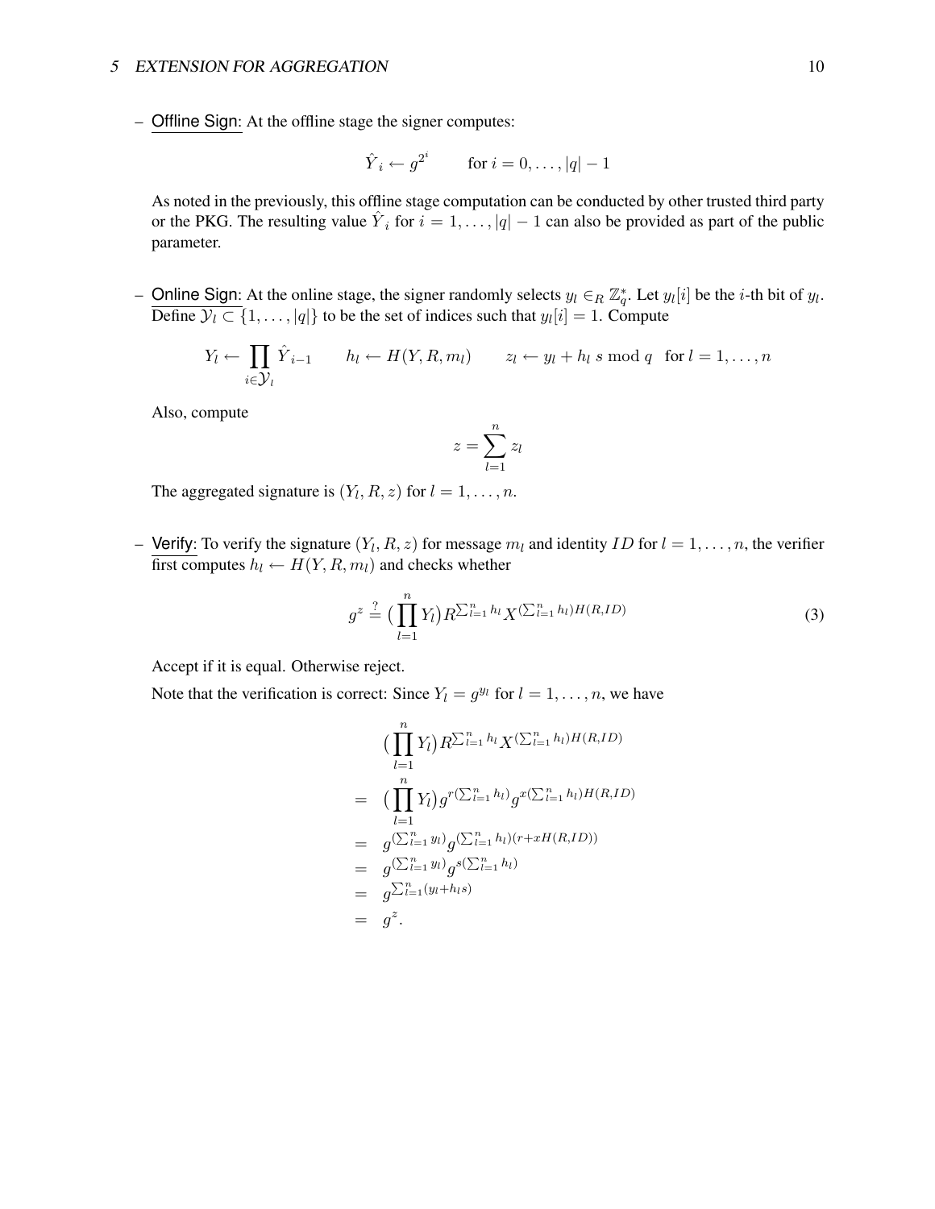– <u>Offline Sign</u>: At the offline stage the signer computes:

$$\hat{Y}_i \leftarrow g^{2^i} \qquad \text{for } i = 0, \ldots, |q| - 1$$

As noted in the previously, this offline stage computation can be conducted by other trusted third party or the PKG. The resulting value $\hat{Y}_i$ for $i = 1, \ldots, |q| - 1$ can also be provided as part of the public parameter.

– <u>Online Sign</u>: At the online stage, the signer randomly selects $y_l \in_R \mathbb{Z}_q^*$. Let $y_l[i]$ be the $i$-th bit of $y_l$. Define $\mathcal{Y}_l \subset \{1, \ldots, |q|\}$ to be the set of indices such that $y_l[i] = 1$. Compute

$$Y_l \leftarrow \prod_{i \in \mathcal{Y}_l} \hat{Y}_{i-1} \qquad h_l \leftarrow H(Y, R, m_l) \qquad z_l \leftarrow y_l + h_l\, s \bmod q \quad \text{for } l = 1, \ldots, n$$

Also, compute

$$z = \sum_{l=1}^{n} z_l$$

The aggregated signature is $(Y_l, R, z)$ for $l = 1, \ldots, n$.

– <u>Verify</u>: To verify the signature $(Y_l, R, z)$ for message $m_l$ and identity $ID$ for $l = 1, \ldots, n$, the verifier first computes $h_l \leftarrow H(Y, R, m_l)$ and checks whether

$$g^z \stackrel{?}{=} \big(\prod_{l=1}^{n} Y_l\big) R^{\sum_{l=1}^{n} h_l} X^{(\sum_{l=1}^{n} h_l) H(R, ID)} \tag{3}$$

Accept if it is equal. Otherwise reject.

Note that the verification is correct: Since $Y_l = g^{y_l}$ for $l = 1, \ldots, n$, we have

$$\begin{aligned}
& \big(\prod_{l=1}^{n} Y_l\big) R^{\sum_{l=1}^{n} h_l} X^{(\sum_{l=1}^{n} h_l) H(R, ID)} \\
= \;& \big(\prod_{l=1}^{n} Y_l\big) g^{r(\sum_{l=1}^{n} h_l)} g^{x(\sum_{l=1}^{n} h_l) H(R, ID)} \\
= \;& g^{(\sum_{l=1}^{n} y_l)} g^{(\sum_{l=1}^{n} h_l)(r + xH(R, ID))} \\
= \;& g^{(\sum_{l=1}^{n} y_l)} g^{s(\sum_{l=1}^{n} h_l)} \\
= \;& g^{\sum_{l=1}^{n}(y_l + h_l s)} \\
= \;& g^z.
\end{aligned}$$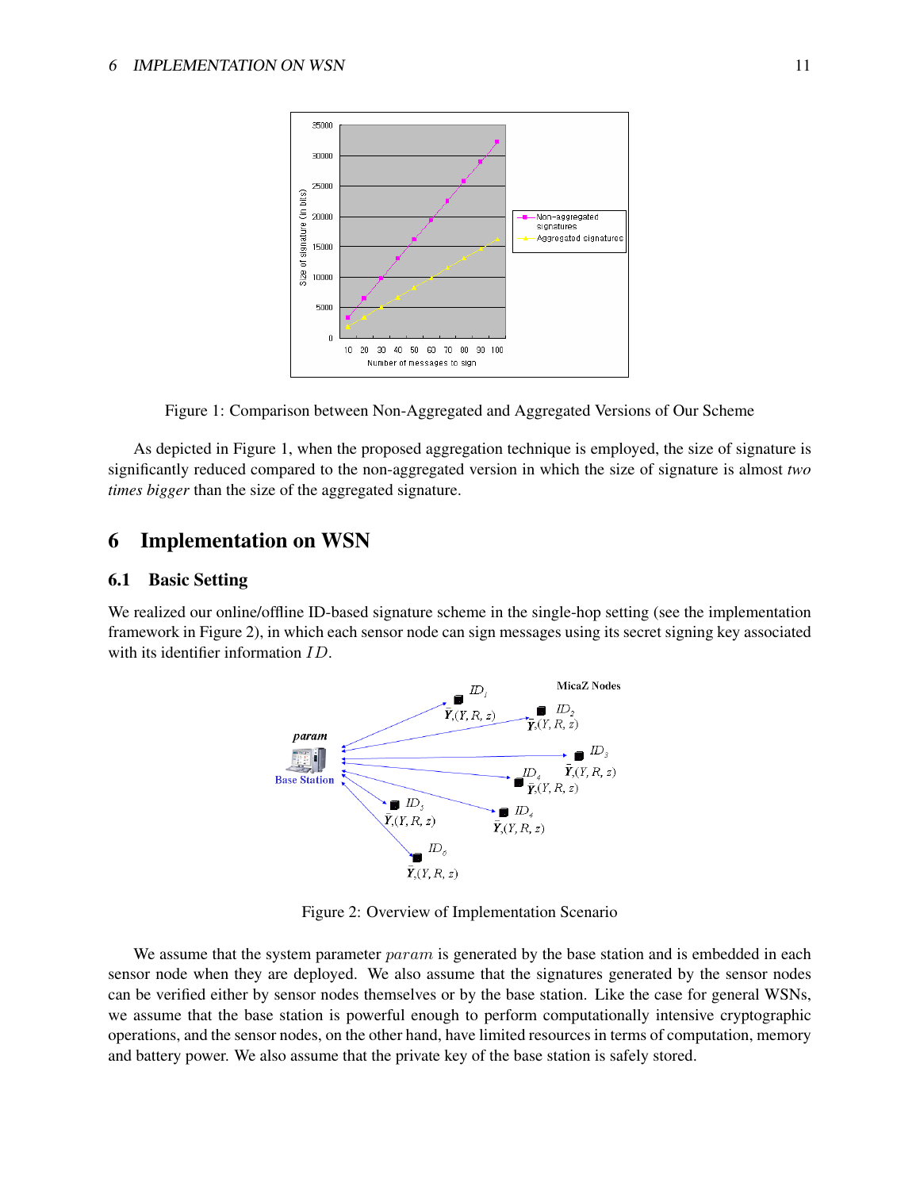Figure 1: Comparison between Non-Aggregated and Aggregated Versions of Our Scheme

As depicted in Figure 1, when the proposed aggregation technique is employed, the size of signature is significantly reduced compared to the non-aggregated version in which the size of signature is almost *two times bigger* than the size of the aggregated signature.

# 6 Implementation on WSN

## 6.1 Basic Setting

We realized our online/offline ID-based signature scheme in the single-hop setting (see the implementation framework in Figure 2), in which each sensor node can sign messages using its secret signing key associated with its identifier information $ID$.

Figure 2: Overview of Implementation Scenario

We assume that the system parameter $param$ is generated by the base station and is embedded in each sensor node when they are deployed. We also assume that the signatures generated by the sensor nodes can be verified either by sensor nodes themselves or by the base station. Like the case for general WSNs, we assume that the base station is powerful enough to perform computationally intensive cryptographic operations, and the sensor nodes, on the other hand, have limited resources in terms of computation, memory and battery power. We also assume that the private key of the base station is safely stored.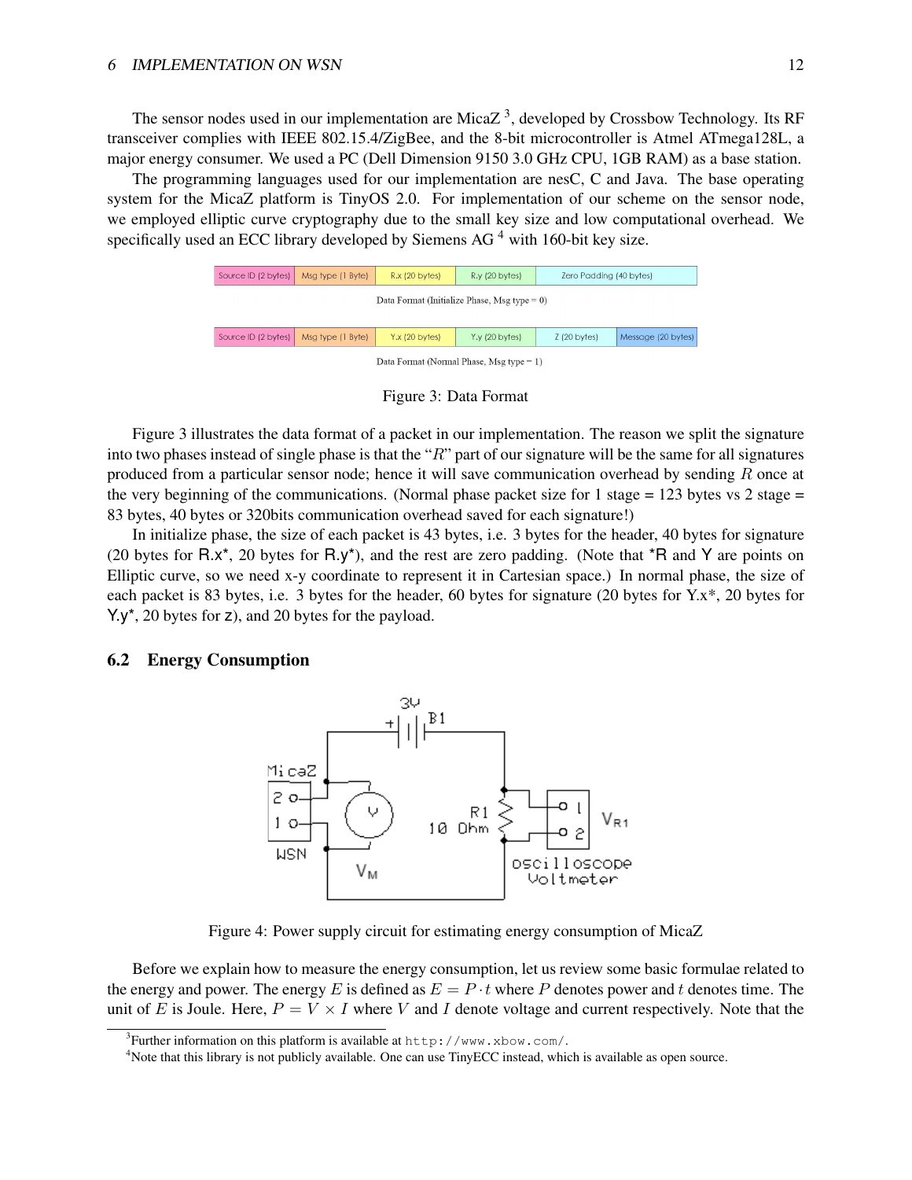The sensor nodes used in our implementation are MicaZ [3], developed by Crossbow Technology. Its RF transceiver complies with IEEE 802.15.4/ZigBee, and the 8-bit microcontroller is Atmel ATmega128L, a major energy consumer. We used a PC (Dell Dimension 9150 3.0 GHz CPU, 1GB RAM) as a base station.

The programming languages used for our implementation are nesC, C and Java. The base operating system for the MicaZ platform is TinyOS 2.0. For implementation of our scheme on the sensor node, we employed elliptic curve cryptography due to the small key size and low computational overhead. We specifically used an ECC library developed by Siemens AG [4] with 160-bit key size.

| Source ID (2 bytes) | Msg type (1 Byte) | R.x (20 bytes) | R.y (20 bytes) | Zero Padding (40 bytes) |
|---|---|---|---|---|

Data Format (Initialize Phase, Msg type = 0)

| Source ID (2 bytes) | Msg type (1 Byte) | Y.x (20 bytes) | Y.y (20 bytes) | Z (20 bytes) | Message (20 bytes) |
|---|---|---|---|---|---|

Data Format (Normal Phase, Msg type = 1)

Figure 3: Data Format

Figure 3 illustrates the data format of a packet in our implementation. The reason we split the signature into two phases instead of single phase is that the "$R$" part of our signature will be the same for all signatures produced from a particular sensor node; hence it will save communication overhead by sending $R$ once at the very beginning of the communications. (Normal phase packet size for 1 stage = 123 bytes vs 2 stage = 83 bytes, 40 bytes or 320bits communication overhead saved for each signature!)

In initialize phase, the size of each packet is 43 bytes, i.e. 3 bytes for the header, 40 bytes for signature (20 bytes for R.x*, 20 bytes for R.y*), and the rest are zero padding. (Note that *R and Y are points on Elliptic curve, so we need x-y coordinate to represent it in Cartesian space.) In normal phase, the size of each packet is 83 bytes, i.e. 3 bytes for the header, 60 bytes for signature (20 bytes for Y.x*, 20 bytes for Y.y*, 20 bytes for z), and 20 bytes for the payload.

## 6.2 Energy Consumption

Figure 4: Power supply circuit for estimating energy consumption of MicaZ

Before we explain how to measure the energy consumption, let us review some basic formulae related to the energy and power. The energy $E$ is defined as $E = P \cdot t$ where $P$ denotes power and $t$ denotes time. The unit of $E$ is Joule. Here, $P = V \times I$ where $V$ and $I$ denote voltage and current respectively. Note that the

[3]Further information on this platform is available at `http://www.xbow.com/`.

[4]Note that this library is not publicly available. One can use TinyECC instead, which is available as open source.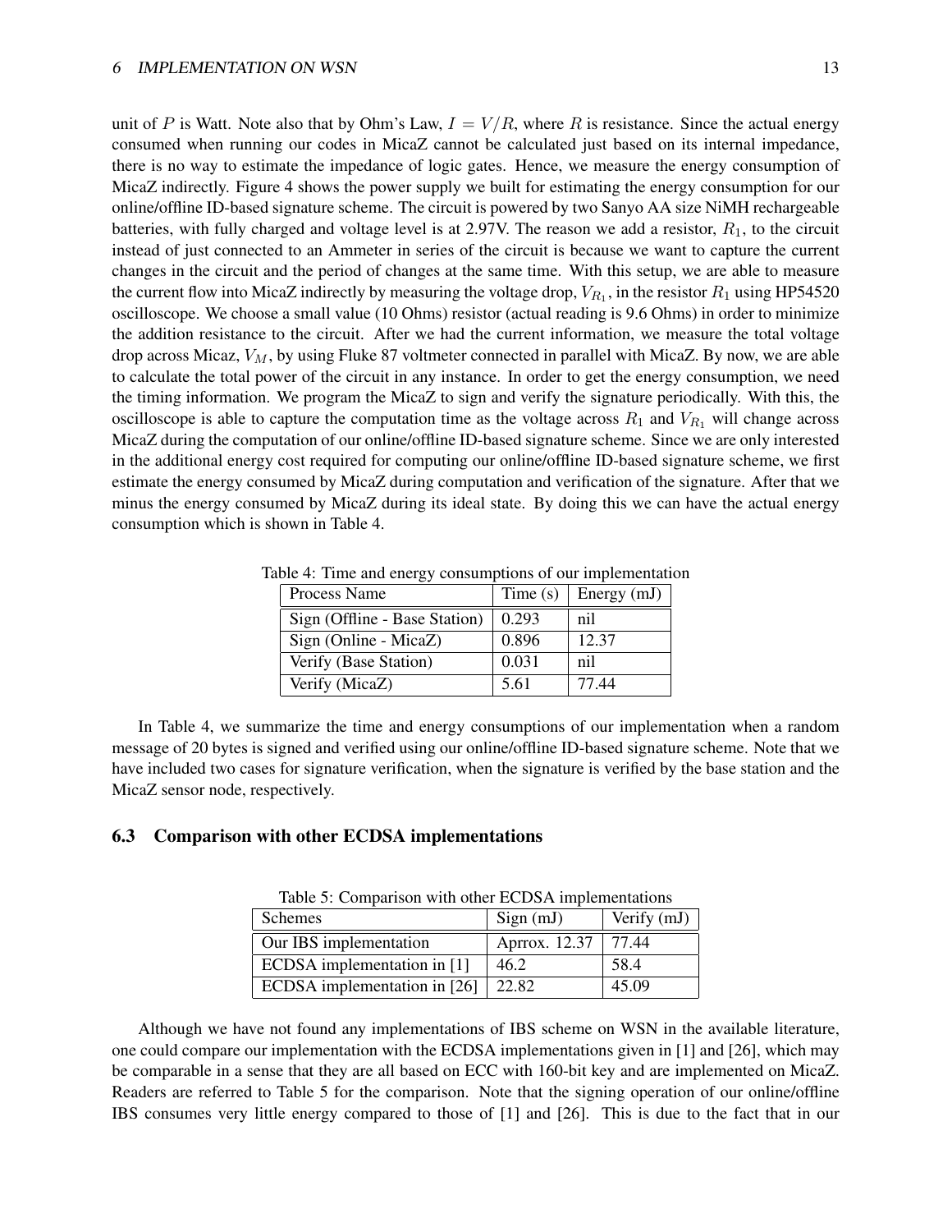unit of $P$ is Watt. Note also that by Ohm's Law, $I = V/R$, where $R$ is resistance. Since the actual energy consumed when running our codes in MicaZ cannot be calculated just based on its internal impedance, there is no way to estimate the impedance of logic gates. Hence, we measure the energy consumption of MicaZ indirectly. Figure 4 shows the power supply we built for estimating the energy consumption for our online/offline ID-based signature scheme. The circuit is powered by two Sanyo AA size NiMH rechargeable batteries, with fully charged and voltage level is at 2.97V. The reason we add a resistor, $R_1$, to the circuit instead of just connected to an Ammeter in series of the circuit is because we want to capture the current changes in the circuit and the period of changes at the same time. With this setup, we are able to measure the current flow into MicaZ indirectly by measuring the voltage drop, $V_{R_1}$, in the resistor $R_1$ using HP54520 oscilloscope. We choose a small value (10 Ohms) resistor (actual reading is 9.6 Ohms) in order to minimize the addition resistance to the circuit. After we had the current information, we measure the total voltage drop across Micaz, $V_M$, by using Fluke 87 voltmeter connected in parallel with MicaZ. By now, we are able to calculate the total power of the circuit in any instance. In order to get the energy consumption, we need the timing information. We program the MicaZ to sign and verify the signature periodically. With this, the oscilloscope is able to capture the computation time as the voltage across $R_1$ and $V_{R_1}$ will change across MicaZ during the computation of our online/offline ID-based signature scheme. Since we are only interested in the additional energy cost required for computing our online/offline ID-based signature scheme, we first estimate the energy consumed by MicaZ during computation and verification of the signature. After that we minus the energy consumed by MicaZ during its ideal state. By doing this we can have the actual energy consumption which is shown in Table 4.

Table 4: Time and energy consumptions of our implementation

| Process Name | Time (s) | Energy (mJ) |
|---|---|---|
| Sign (Offline - Base Station) | 0.293 | nil |
| Sign (Online - MicaZ) | 0.896 | 12.37 |
| Verify (Base Station) | 0.031 | nil |
| Verify (MicaZ) | 5.61 | 77.44 |

In Table 4, we summarize the time and energy consumptions of our implementation when a random message of 20 bytes is signed and verified using our online/offline ID-based signature scheme. Note that we have included two cases for signature verification, when the signature is verified by the base station and the MicaZ sensor node, respectively.

### 6.3 Comparison with other ECDSA implementations

Table 5: Comparison with other ECDSA implementations

| Schemes | Sign (mJ) | Verify (mJ) |
|---|---|---|
| Our IBS implementation | Aprrox. 12.37 | 77.44 |
| ECDSA implementation in [1] | 46.2 | 58.4 |
| ECDSA implementation in [26] | 22.82 | 45.09 |

Although we have not found any implementations of IBS scheme on WSN in the available literature, one could compare our implementation with the ECDSA implementations given in [1] and [26], which may be comparable in a sense that they are all based on ECC with 160-bit key and are implemented on MicaZ. Readers are referred to Table 5 for the comparison. Note that the signing operation of our online/offline IBS consumes very little energy compared to those of [1] and [26]. This is due to the fact that in our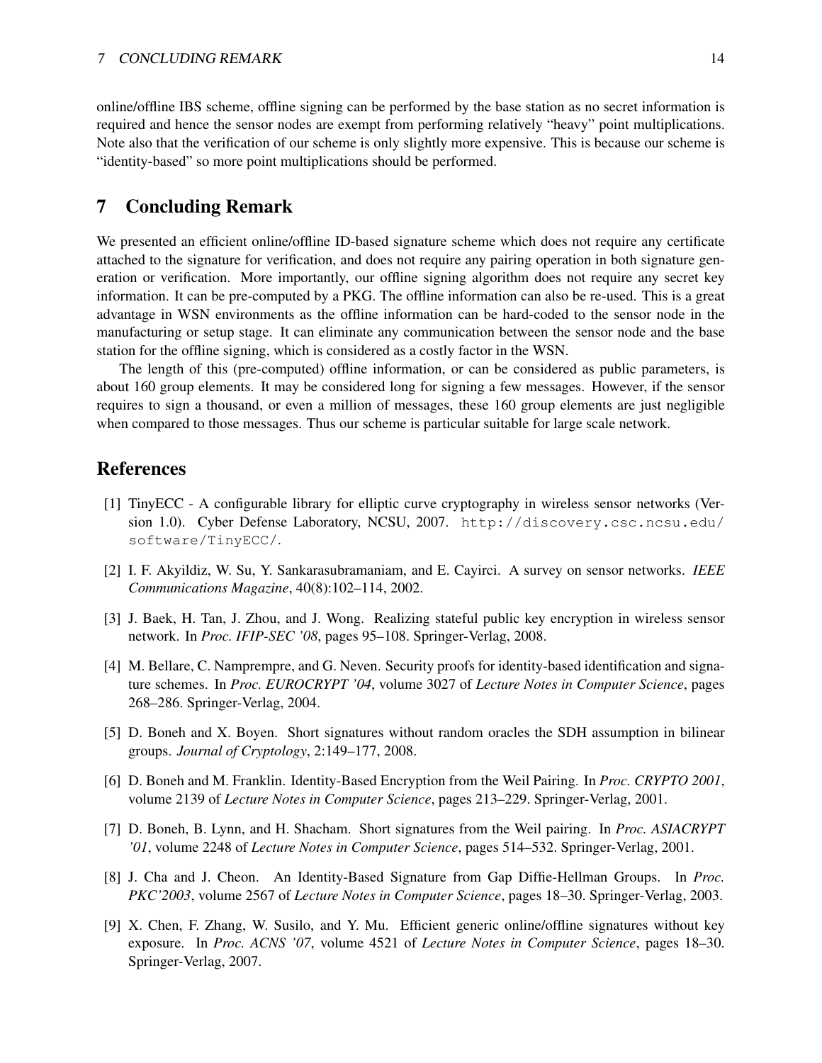online/offline IBS scheme, offline signing can be performed by the base station as no secret information is required and hence the sensor nodes are exempt from performing relatively "heavy" point multiplications. Note also that the verification of our scheme is only slightly more expensive. This is because our scheme is "identity-based" so more point multiplications should be performed.

## 7 Concluding Remark

We presented an efficient online/offline ID-based signature scheme which does not require any certificate attached to the signature for verification, and does not require any pairing operation in both signature generation or verification. More importantly, our offline signing algorithm does not require any secret key information. It can be pre-computed by a PKG. The offline information can also be re-used. This is a great advantage in WSN environments as the offline information can be hard-coded to the sensor node in the manufacturing or setup stage. It can eliminate any communication between the sensor node and the base station for the offline signing, which is considered as a costly factor in the WSN.

The length of this (pre-computed) offline information, or can be considered as public parameters, is about 160 group elements. It may be considered long for signing a few messages. However, if the sensor requires to sign a thousand, or even a million of messages, these 160 group elements are just negligible when compared to those messages. Thus our scheme is particular suitable for large scale network.

## References

[1] TinyECC - A configurable library for elliptic curve cryptography in wireless sensor networks (Version 1.0). Cyber Defense Laboratory, NCSU, 2007. `http://discovery.csc.ncsu.edu/software/TinyECC/`.

[2] I. F. Akyildiz, W. Su, Y. Sankarasubramaniam, and E. Cayirci. A survey on sensor networks. *IEEE Communications Magazine*, 40(8):102–114, 2002.

[3] J. Baek, H. Tan, J. Zhou, and J. Wong. Realizing stateful public key encryption in wireless sensor network. In *Proc. IFIP-SEC '08*, pages 95–108. Springer-Verlag, 2008.

[4] M. Bellare, C. Namprempre, and G. Neven. Security proofs for identity-based identification and signature schemes. In *Proc. EUROCRYPT '04*, volume 3027 of *Lecture Notes in Computer Science*, pages 268–286. Springer-Verlag, 2004.

[5] D. Boneh and X. Boyen. Short signatures without random oracles the SDH assumption in bilinear groups. *Journal of Cryptology*, 2:149–177, 2008.

[6] D. Boneh and M. Franklin. Identity-Based Encryption from the Weil Pairing. In *Proc. CRYPTO 2001*, volume 2139 of *Lecture Notes in Computer Science*, pages 213–229. Springer-Verlag, 2001.

[7] D. Boneh, B. Lynn, and H. Shacham. Short signatures from the Weil pairing. In *Proc. ASIACRYPT '01*, volume 2248 of *Lecture Notes in Computer Science*, pages 514–532. Springer-Verlag, 2001.

[8] J. Cha and J. Cheon. An Identity-Based Signature from Gap Diffie-Hellman Groups. In *Proc. PKC'2003*, volume 2567 of *Lecture Notes in Computer Science*, pages 18–30. Springer-Verlag, 2003.

[9] X. Chen, F. Zhang, W. Susilo, and Y. Mu. Efficient generic online/offline signatures without key exposure. In *Proc. ACNS '07*, volume 4521 of *Lecture Notes in Computer Science*, pages 18–30. Springer-Verlag, 2007.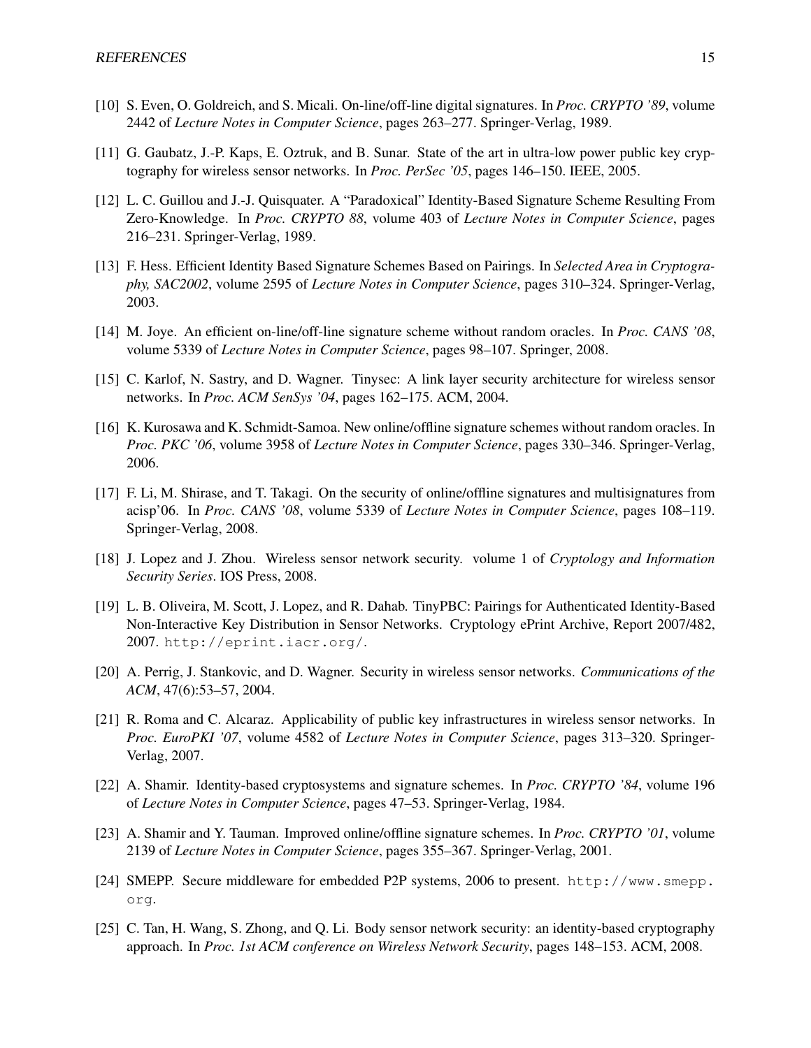[10] S. Even, O. Goldreich, and S. Micali. On-line/off-line digital signatures. In *Proc. CRYPTO '89*, volume 2442 of *Lecture Notes in Computer Science*, pages 263–277. Springer-Verlag, 1989.

[11] G. Gaubatz, J.-P. Kaps, E. Oztruk, and B. Sunar. State of the art in ultra-low power public key cryptography for wireless sensor networks. In *Proc. PerSec '05*, pages 146–150. IEEE, 2005.

[12] L. C. Guillou and J.-J. Quisquater. A "Paradoxical" Identity-Based Signature Scheme Resulting From Zero-Knowledge. In *Proc. CRYPTO 88*, volume 403 of *Lecture Notes in Computer Science*, pages 216–231. Springer-Verlag, 1989.

[13] F. Hess. Efficient Identity Based Signature Schemes Based on Pairings. In *Selected Area in Cryptography, SAC2002*, volume 2595 of *Lecture Notes in Computer Science*, pages 310–324. Springer-Verlag, 2003.

[14] M. Joye. An efficient on-line/off-line signature scheme without random oracles. In *Proc. CANS '08*, volume 5339 of *Lecture Notes in Computer Science*, pages 98–107. Springer, 2008.

[15] C. Karlof, N. Sastry, and D. Wagner. Tinysec: A link layer security architecture for wireless sensor networks. In *Proc. ACM SenSys '04*, pages 162–175. ACM, 2004.

[16] K. Kurosawa and K. Schmidt-Samoa. New online/offline signature schemes without random oracles. In *Proc. PKC '06*, volume 3958 of *Lecture Notes in Computer Science*, pages 330–346. Springer-Verlag, 2006.

[17] F. Li, M. Shirase, and T. Takagi. On the security of online/offline signatures and multisignatures from acisp'06. In *Proc. CANS '08*, volume 5339 of *Lecture Notes in Computer Science*, pages 108–119. Springer-Verlag, 2008.

[18] J. Lopez and J. Zhou. Wireless sensor network security. volume 1 of *Cryptology and Information Security Series*. IOS Press, 2008.

[19] L. B. Oliveira, M. Scott, J. Lopez, and R. Dahab. TinyPBC: Pairings for Authenticated Identity-Based Non-Interactive Key Distribution in Sensor Networks. Cryptology ePrint Archive, Report 2007/482, 2007. http://eprint.iacr.org/.

[20] A. Perrig, J. Stankovic, and D. Wagner. Security in wireless sensor networks. *Communications of the ACM*, 47(6):53–57, 2004.

[21] R. Roma and C. Alcaraz. Applicability of public key infrastructures in wireless sensor networks. In *Proc. EuroPKI '07*, volume 4582 of *Lecture Notes in Computer Science*, pages 313–320. Springer-Verlag, 2007.

[22] A. Shamir. Identity-based cryptosystems and signature schemes. In *Proc. CRYPTO '84*, volume 196 of *Lecture Notes in Computer Science*, pages 47–53. Springer-Verlag, 1984.

[23] A. Shamir and Y. Tauman. Improved online/offline signature schemes. In *Proc. CRYPTO '01*, volume 2139 of *Lecture Notes in Computer Science*, pages 355–367. Springer-Verlag, 2001.

[24] SMEPP. Secure middleware for embedded P2P systems, 2006 to present. http://www.smepp.org.

[25] C. Tan, H. Wang, S. Zhong, and Q. Li. Body sensor network security: an identity-based cryptography approach. In *Proc. 1st ACM conference on Wireless Network Security*, pages 148–153. ACM, 2008.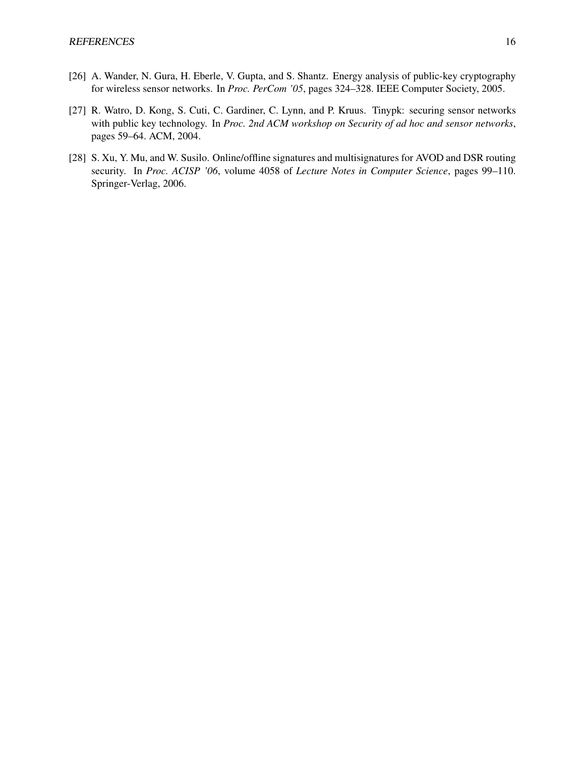[26] A. Wander, N. Gura, H. Eberle, V. Gupta, and S. Shantz. Energy analysis of public-key cryptography for wireless sensor networks. In *Proc. PerCom '05*, pages 324–328. IEEE Computer Society, 2005.

[27] R. Watro, D. Kong, S. Cuti, C. Gardiner, C. Lynn, and P. Kruus. Tinypk: securing sensor networks with public key technology. In *Proc. 2nd ACM workshop on Security of ad hoc and sensor networks*, pages 59–64. ACM, 2004.

[28] S. Xu, Y. Mu, and W. Susilo. Online/offline signatures and multisignatures for AVOD and DSR routing security. In *Proc. ACISP '06*, volume 4058 of *Lecture Notes in Computer Science*, pages 99–110. Springer-Verlag, 2006.